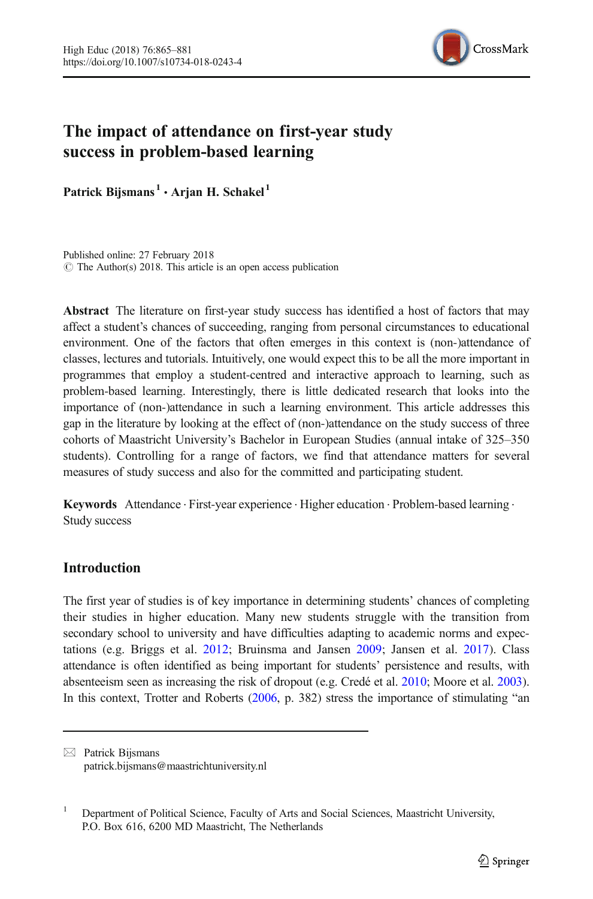# The impact of attendance on first-year study success in problem-based learning

**Patrick Bijsmans**[1] **· Arjan H. Schakel**[1]

Published online: 27 February 2018
© The Author(s) 2018. This article is an open access publication

**Abstract** The literature on first-year study success has identified a host of factors that may affect a student's chances of succeeding, ranging from personal circumstances to educational environment. One of the factors that often emerges in this context is (non-)attendance of classes, lectures and tutorials. Intuitively, one would expect this to be all the more important in programmes that employ a student-centred and interactive approach to learning, such as problem-based learning. Interestingly, there is little dedicated research that looks into the importance of (non-)attendance in such a learning environment. This article addresses this gap in the literature by looking at the effect of (non-)attendance on the study success of three cohorts of Maastricht University's Bachelor in European Studies (annual intake of 325–350 students). Controlling for a range of factors, we find that attendance matters for several measures of study success and also for the committed and participating student.

**Keywords** Attendance · First-year experience · Higher education · Problem-based learning · Study success

## Introduction

The first year of studies is of key importance in determining students' chances of completing their studies in higher education. Many new students struggle with the transition from secondary school to university and have difficulties adapting to academic norms and expectations (e.g. Briggs et al. 2012; Bruinsma and Jansen 2009; Jansen et al. 2017). Class attendance is often identified as being important for students' persistence and results, with absenteeism seen as increasing the risk of dropout (e.g. Credé et al. 2010; Moore et al. 2003). In this context, Trotter and Roberts (2006, p. 382) stress the importance of stimulating "an

---

✉ Patrick Bijsmans
patrick.bijsmans@maastrichtuniversity.nl

[1] Department of Political Science, Faculty of Arts and Social Sciences, Maastricht University, P.O. Box 616, 6200 MD Maastricht, The Netherlands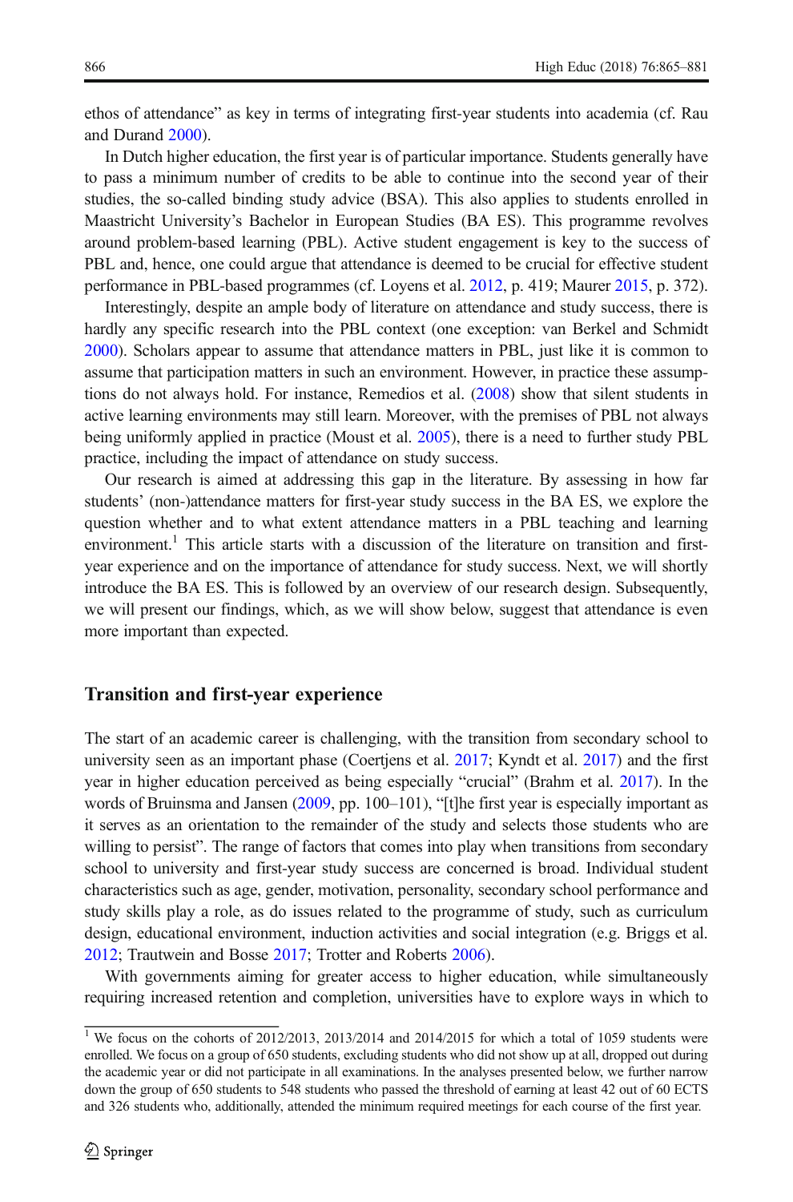ethos of attendance" as key in terms of integrating first-year students into academia (cf. Rau and Durand 2000).

In Dutch higher education, the first year is of particular importance. Students generally have to pass a minimum number of credits to be able to continue into the second year of their studies, the so-called binding study advice (BSA). This also applies to students enrolled in Maastricht University's Bachelor in European Studies (BA ES). This programme revolves around problem-based learning (PBL). Active student engagement is key to the success of PBL and, hence, one could argue that attendance is deemed to be crucial for effective student performance in PBL-based programmes (cf. Loyens et al. 2012, p. 419; Maurer 2015, p. 372).

Interestingly, despite an ample body of literature on attendance and study success, there is hardly any specific research into the PBL context (one exception: van Berkel and Schmidt 2000). Scholars appear to assume that attendance matters in PBL, just like it is common to assume that participation matters in such an environment. However, in practice these assumptions do not always hold. For instance, Remedios et al. (2008) show that silent students in active learning environments may still learn. Moreover, with the premises of PBL not always being uniformly applied in practice (Moust et al. 2005), there is a need to further study PBL practice, including the impact of attendance on study success.

Our research is aimed at addressing this gap in the literature. By assessing in how far students' (non-)attendance matters for first-year study success in the BA ES, we explore the question whether and to what extent attendance matters in a PBL teaching and learning environment.[1] This article starts with a discussion of the literature on transition and first-year experience and on the importance of attendance for study success. Next, we will shortly introduce the BA ES. This is followed by an overview of our research design. Subsequently, we will present our findings, which, as we will show below, suggest that attendance is even more important than expected.

## Transition and first-year experience

The start of an academic career is challenging, with the transition from secondary school to university seen as an important phase (Coertjens et al. 2017; Kyndt et al. 2017) and the first year in higher education perceived as being especially "crucial" (Brahm et al. 2017). In the words of Bruinsma and Jansen (2009, pp. 100–101), "[t]he first year is especially important as it serves as an orientation to the remainder of the study and selects those students who are willing to persist". The range of factors that comes into play when transitions from secondary school to university and first-year study success are concerned is broad. Individual student characteristics such as age, gender, motivation, personality, secondary school performance and study skills play a role, as do issues related to the programme of study, such as curriculum design, educational environment, induction activities and social integration (e.g. Briggs et al. 2012; Trautwein and Bosse 2017; Trotter and Roberts 2006).

With governments aiming for greater access to higher education, while simultaneously requiring increased retention and completion, universities have to explore ways in which to

[1] We focus on the cohorts of 2012/2013, 2013/2014 and 2014/2015 for which a total of 1059 students were enrolled. We focus on a group of 650 students, excluding students who did not show up at all, dropped out during the academic year or did not participate in all examinations. In the analyses presented below, we further narrow down the group of 650 students to 548 students who passed the threshold of earning at least 42 out of 60 ECTS and 326 students who, additionally, attended the minimum required meetings for each course of the first year.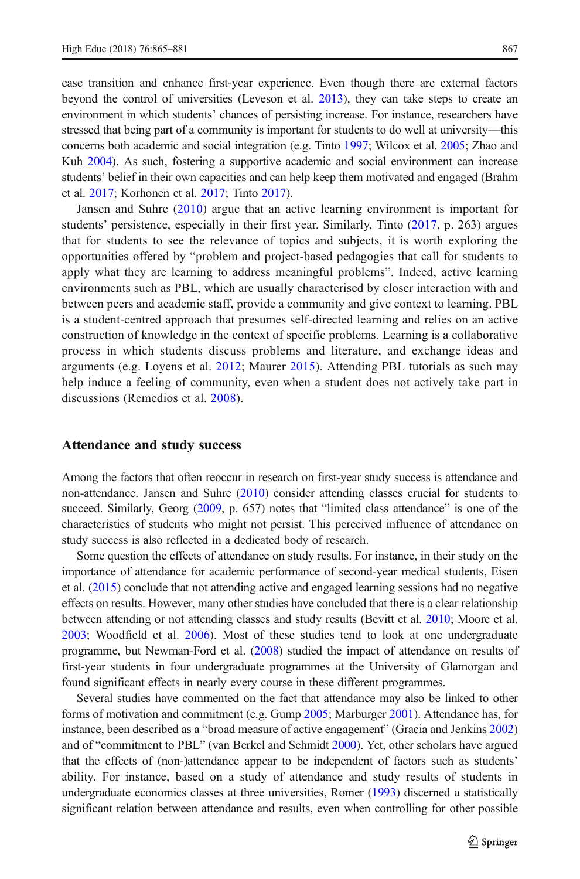ease transition and enhance first-year experience. Even though there are external factors beyond the control of universities (Leveson et al. 2013), they can take steps to create an environment in which students' chances of persisting increase. For instance, researchers have stressed that being part of a community is important for students to do well at university—this concerns both academic and social integration (e.g. Tinto 1997; Wilcox et al. 2005; Zhao and Kuh 2004). As such, fostering a supportive academic and social environment can increase students' belief in their own capacities and can help keep them motivated and engaged (Brahm et al. 2017; Korhonen et al. 2017; Tinto 2017).

Jansen and Suhre (2010) argue that an active learning environment is important for students' persistence, especially in their first year. Similarly, Tinto (2017, p. 263) argues that for students to see the relevance of topics and subjects, it is worth exploring the opportunities offered by "problem and project-based pedagogies that call for students to apply what they are learning to address meaningful problems". Indeed, active learning environments such as PBL, which are usually characterised by closer interaction with and between peers and academic staff, provide a community and give context to learning. PBL is a student-centred approach that presumes self-directed learning and relies on an active construction of knowledge in the context of specific problems. Learning is a collaborative process in which students discuss problems and literature, and exchange ideas and arguments (e.g. Loyens et al. 2012; Maurer 2015). Attending PBL tutorials as such may help induce a feeling of community, even when a student does not actively take part in discussions (Remedios et al. 2008).

## Attendance and study success

Among the factors that often reoccur in research on first-year study success is attendance and non-attendance. Jansen and Suhre (2010) consider attending classes crucial for students to succeed. Similarly, Georg (2009, p. 657) notes that "limited class attendance" is one of the characteristics of students who might not persist. This perceived influence of attendance on study success is also reflected in a dedicated body of research.

Some question the effects of attendance on study results. For instance, in their study on the importance of attendance for academic performance of second-year medical students, Eisen et al. (2015) conclude that not attending active and engaged learning sessions had no negative effects on results. However, many other studies have concluded that there is a clear relationship between attending or not attending classes and study results (Bevitt et al. 2010; Moore et al. 2003; Woodfield et al. 2006). Most of these studies tend to look at one undergraduate programme, but Newman-Ford et al. (2008) studied the impact of attendance on results of first-year students in four undergraduate programmes at the University of Glamorgan and found significant effects in nearly every course in these different programmes.

Several studies have commented on the fact that attendance may also be linked to other forms of motivation and commitment (e.g. Gump 2005; Marburger 2001). Attendance has, for instance, been described as a "broad measure of active engagement" (Gracia and Jenkins 2002) and of "commitment to PBL" (van Berkel and Schmidt 2000). Yet, other scholars have argued that the effects of (non-)attendance appear to be independent of factors such as students' ability. For instance, based on a study of attendance and study results of students in undergraduate economics classes at three universities, Romer (1993) discerned a statistically significant relation between attendance and results, even when controlling for other possible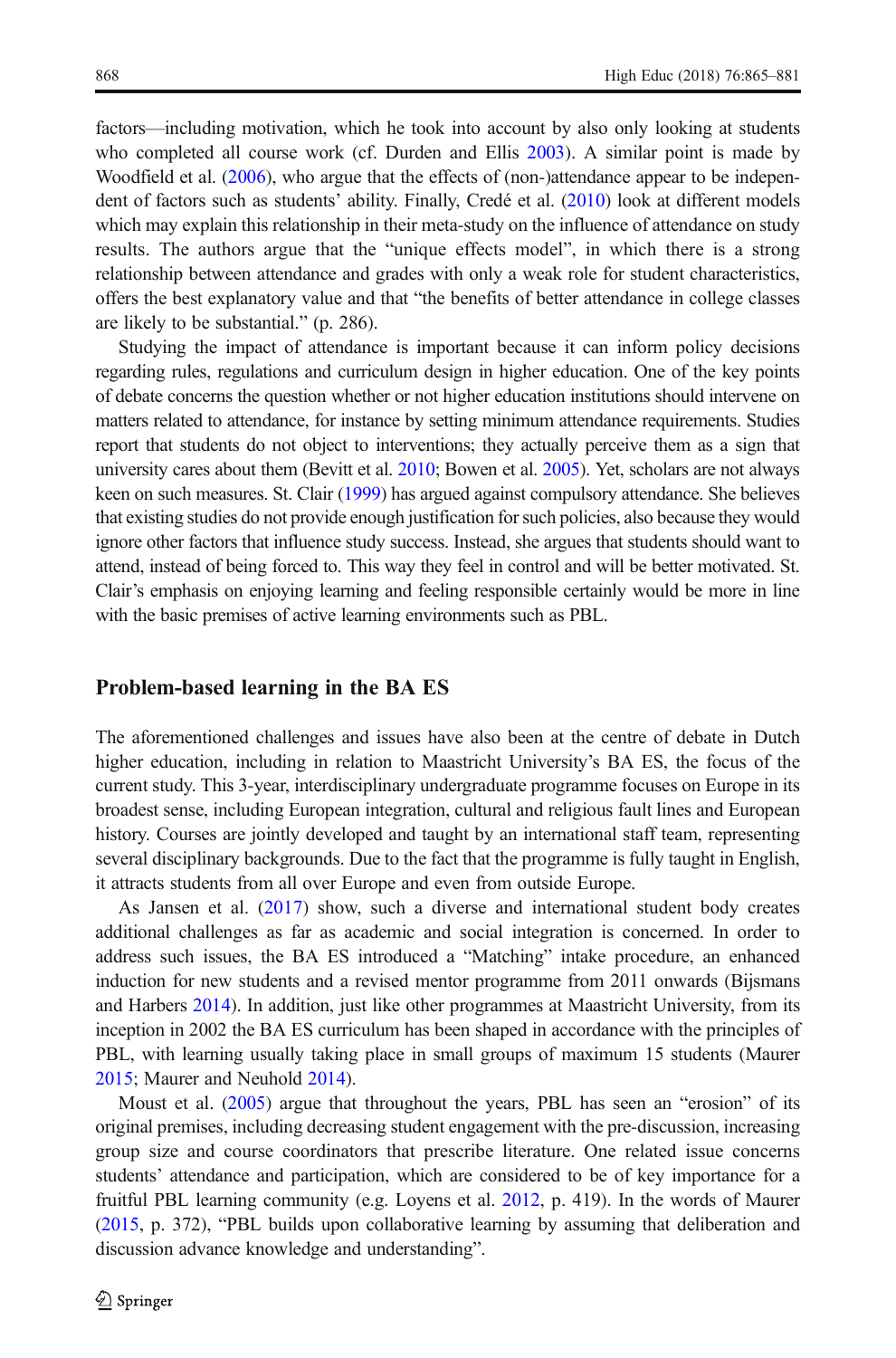factors—including motivation, which he took into account by also only looking at students who completed all course work (cf. Durden and Ellis 2003). A similar point is made by Woodfield et al. (2006), who argue that the effects of (non-)attendance appear to be independent of factors such as students' ability. Finally, Credé et al. (2010) look at different models which may explain this relationship in their meta-study on the influence of attendance on study results. The authors argue that the "unique effects model", in which there is a strong relationship between attendance and grades with only a weak role for student characteristics, offers the best explanatory value and that "the benefits of better attendance in college classes are likely to be substantial." (p. 286).

Studying the impact of attendance is important because it can inform policy decisions regarding rules, regulations and curriculum design in higher education. One of the key points of debate concerns the question whether or not higher education institutions should intervene on matters related to attendance, for instance by setting minimum attendance requirements. Studies report that students do not object to interventions; they actually perceive them as a sign that university cares about them (Bevitt et al. 2010; Bowen et al. 2005). Yet, scholars are not always keen on such measures. St. Clair (1999) has argued against compulsory attendance. She believes that existing studies do not provide enough justification for such policies, also because they would ignore other factors that influence study success. Instead, she argues that students should want to attend, instead of being forced to. This way they feel in control and will be better motivated. St. Clair's emphasis on enjoying learning and feeling responsible certainly would be more in line with the basic premises of active learning environments such as PBL.

## Problem-based learning in the BA ES

The aforementioned challenges and issues have also been at the centre of debate in Dutch higher education, including in relation to Maastricht University's BA ES, the focus of the current study. This 3-year, interdisciplinary undergraduate programme focuses on Europe in its broadest sense, including European integration, cultural and religious fault lines and European history. Courses are jointly developed and taught by an international staff team, representing several disciplinary backgrounds. Due to the fact that the programme is fully taught in English, it attracts students from all over Europe and even from outside Europe.

As Jansen et al. (2017) show, such a diverse and international student body creates additional challenges as far as academic and social integration is concerned. In order to address such issues, the BA ES introduced a "Matching" intake procedure, an enhanced induction for new students and a revised mentor programme from 2011 onwards (Bijsmans and Harbers 2014). In addition, just like other programmes at Maastricht University, from its inception in 2002 the BA ES curriculum has been shaped in accordance with the principles of PBL, with learning usually taking place in small groups of maximum 15 students (Maurer 2015; Maurer and Neuhold 2014).

Moust et al. (2005) argue that throughout the years, PBL has seen an "erosion" of its original premises, including decreasing student engagement with the pre-discussion, increasing group size and course coordinators that prescribe literature. One related issue concerns students' attendance and participation, which are considered to be of key importance for a fruitful PBL learning community (e.g. Loyens et al. 2012, p. 419). In the words of Maurer (2015, p. 372), "PBL builds upon collaborative learning by assuming that deliberation and discussion advance knowledge and understanding".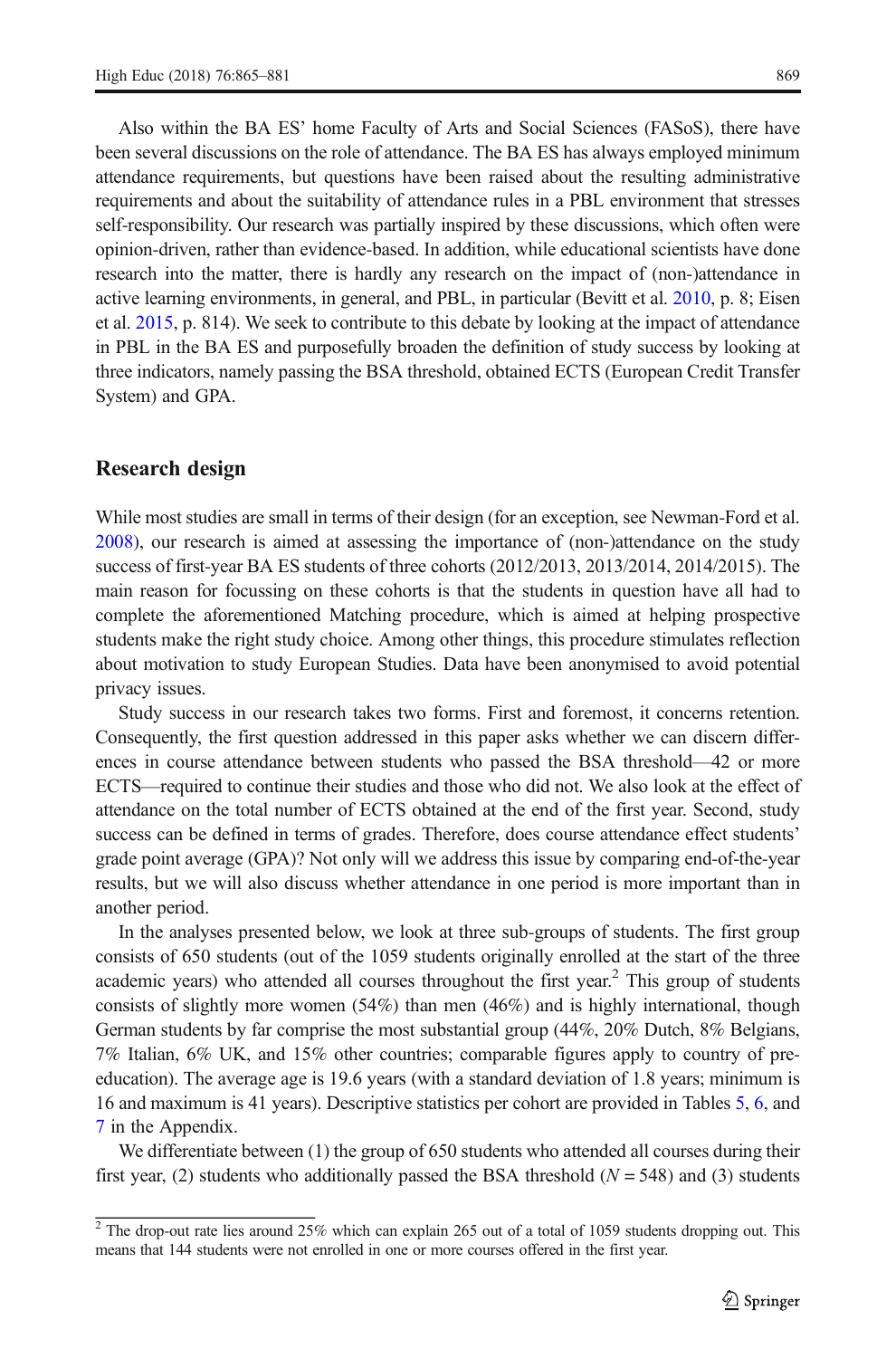Also within the BA ES' home Faculty of Arts and Social Sciences (FASoS), there have been several discussions on the role of attendance. The BA ES has always employed minimum attendance requirements, but questions have been raised about the resulting administrative requirements and about the suitability of attendance rules in a PBL environment that stresses self-responsibility. Our research was partially inspired by these discussions, which often were opinion-driven, rather than evidence-based. In addition, while educational scientists have done research into the matter, there is hardly any research on the impact of (non-)attendance in active learning environments, in general, and PBL, in particular (Bevitt et al. 2010, p. 8; Eisen et al. 2015, p. 814). We seek to contribute to this debate by looking at the impact of attendance in PBL in the BA ES and purposefully broaden the definition of study success by looking at three indicators, namely passing the BSA threshold, obtained ECTS (European Credit Transfer System) and GPA.

## Research design

While most studies are small in terms of their design (for an exception, see Newman-Ford et al. 2008), our research is aimed at assessing the importance of (non-)attendance on the study success of first-year BA ES students of three cohorts (2012/2013, 2013/2014, 2014/2015). The main reason for focussing on these cohorts is that the students in question have all had to complete the aforementioned Matching procedure, which is aimed at helping prospective students make the right study choice. Among other things, this procedure stimulates reflection about motivation to study European Studies. Data have been anonymised to avoid potential privacy issues.

Study success in our research takes two forms. First and foremost, it concerns retention. Consequently, the first question addressed in this paper asks whether we can discern differences in course attendance between students who passed the BSA threshold—42 or more ECTS—required to continue their studies and those who did not. We also look at the effect of attendance on the total number of ECTS obtained at the end of the first year. Second, study success can be defined in terms of grades. Therefore, does course attendance effect students' grade point average (GPA)? Not only will we address this issue by comparing end-of-the-year results, but we will also discuss whether attendance in one period is more important than in another period.

In the analyses presented below, we look at three sub-groups of students. The first group consists of 650 students (out of the 1059 students originally enrolled at the start of the three academic years) who attended all courses throughout the first year.[2] This group of students consists of slightly more women (54%) than men (46%) and is highly international, though German students by far comprise the most substantial group (44%, 20% Dutch, 8% Belgians, 7% Italian, 6% UK, and 15% other countries; comparable figures apply to country of pre-education). The average age is 19.6 years (with a standard deviation of 1.8 years; minimum is 16 and maximum is 41 years). Descriptive statistics per cohort are provided in Tables 5, 6, and 7 in the Appendix.

We differentiate between (1) the group of 650 students who attended all courses during their first year, (2) students who additionally passed the BSA threshold ($N = 548$) and (3) students

[2] The drop-out rate lies around 25% which can explain 265 out of a total of 1059 students dropping out. This means that 144 students were not enrolled in one or more courses offered in the first year.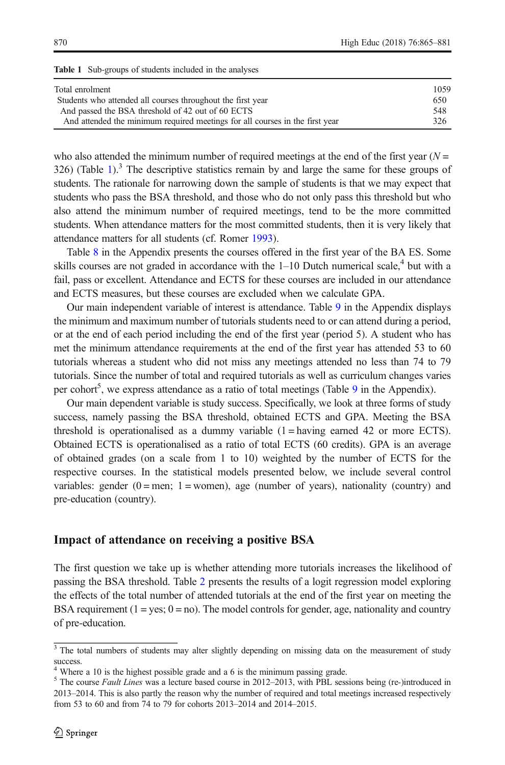Table 1 Sub-groups of students included in the analyses

| | |
|---|---|
| Total enrolment | 1059 |
| Students who attended all courses throughout the first year | 650 |
| And passed the BSA threshold of 42 out of 60 ECTS | 548 |
| And attended the minimum required meetings for all courses in the first year | 326 |

who also attended the minimum number of required meetings at the end of the first year ($N =$ 326) (Table 1).[3] The descriptive statistics remain by and large the same for these groups of students. The rationale for narrowing down the sample of students is that we may expect that students who pass the BSA threshold, and those who do not only pass this threshold but who also attend the minimum number of required meetings, tend to be the more committed students. When attendance matters for the most committed students, then it is very likely that attendance matters for all students (cf. Romer 1993).

Table 8 in the Appendix presents the courses offered in the first year of the BA ES. Some skills courses are not graded in accordance with the 1–10 Dutch numerical scale,[4] but with a fail, pass or excellent. Attendance and ECTS for these courses are included in our attendance and ECTS measures, but these courses are excluded when we calculate GPA.

Our main independent variable of interest is attendance. Table 9 in the Appendix displays the minimum and maximum number of tutorials students need to or can attend during a period, or at the end of each period including the end of the first year (period 5). A student who has met the minimum attendance requirements at the end of the first year has attended 53 to 60 tutorials whereas a student who did not miss any meetings attended no less than 74 to 79 tutorials. Since the number of total and required tutorials as well as curriculum changes varies per cohort[5], we express attendance as a ratio of total meetings (Table 9 in the Appendix).

Our main dependent variable is study success. Specifically, we look at three forms of study success, namely passing the BSA threshold, obtained ECTS and GPA. Meeting the BSA threshold is operationalised as a dummy variable (1 = having earned 42 or more ECTS). Obtained ECTS is operationalised as a ratio of total ECTS (60 credits). GPA is an average of obtained grades (on a scale from 1 to 10) weighted by the number of ECTS for the respective courses. In the statistical models presented below, we include several control variables: gender (0 = men; 1 = women), age (number of years), nationality (country) and pre-education (country).

## Impact of attendance on receiving a positive BSA

The first question we take up is whether attending more tutorials increases the likelihood of passing the BSA threshold. Table 2 presents the results of a logit regression model exploring the effects of the total number of attended tutorials at the end of the first year on meeting the BSA requirement (1 = yes; 0 = no). The model controls for gender, age, nationality and country of pre-education.

[3] The total numbers of students may alter slightly depending on missing data on the measurement of study success.

[4] Where a 10 is the highest possible grade and a 6 is the minimum passing grade.

[5] The course *Fault Lines* was a lecture based course in 2012–2013, with PBL sessions being (re-)introduced in 2013–2014. This is also partly the reason why the number of required and total meetings increased respectively from 53 to 60 and from 74 to 79 for cohorts 2013–2014 and 2014–2015.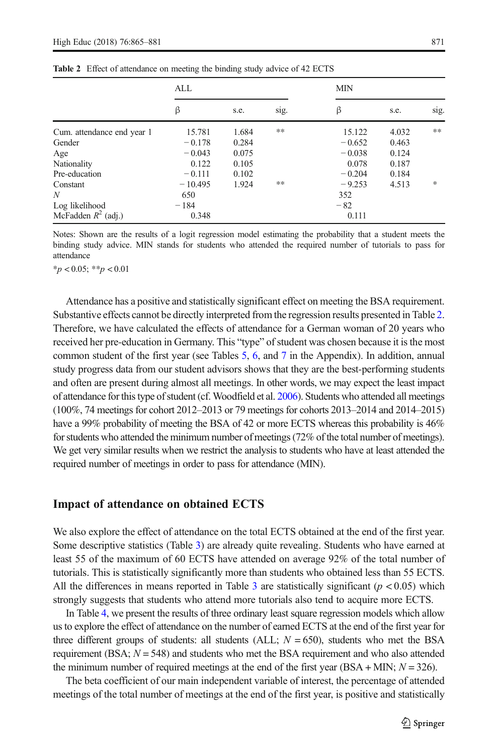**Table 2** Effect of attendance on meeting the binding study advice of 42 ECTS

| | ALL | | | MIN | | |
|---|---|---|---|---|---|---|
| | β | s.e. | sig. | β | s.e. | sig. |
| Cum. attendance end year 1 | 15.781 | 1.684 | ** | 15.122 | 4.032 | ** |
| Gender | − 0.178 | 0.284 | | − 0.652 | 0.463 | |
| Age | − 0.043 | 0.075 | | − 0.038 | 0.124 | |
| Nationality | 0.122 | 0.105 | | 0.078 | 0.187 | |
| Pre-education | − 0.111 | 0.102 | | − 0.204 | 0.184 | |
| Constant | − 10.495 | 1.924 | ** | − 9.253 | 4.513 | * |
| *N* | 650 | | | 352 | | |
| Log likelihood | − 184 | | | − 82 | | |
| McFadden $R^2$ (adj.) | 0.348 | | | 0.111 | | |

Notes: Shown are the results of a logit regression model estimating the probability that a student meets the binding study advice. MIN stands for students who attended the required number of tutorials to pass for attendance

*$p < 0.05$; **$p < 0.01$

Attendance has a positive and statistically significant effect on meeting the BSA requirement. Substantive effects cannot be directly interpreted from the regression results presented in Table 2. Therefore, we have calculated the effects of attendance for a German woman of 20 years who received her pre-education in Germany. This "type" of student was chosen because it is the most common student of the first year (see Tables 5, 6, and 7 in the Appendix). In addition, annual study progress data from our student advisors shows that they are the best-performing students and often are present during almost all meetings. In other words, we may expect the least impact of attendance for this type of student (cf. Woodfield et al. 2006). Students who attended all meetings (100%, 74 meetings for cohort 2012–2013 or 79 meetings for cohorts 2013–2014 and 2014–2015) have a 99% probability of meeting the BSA of 42 or more ECTS whereas this probability is 46% for students who attended the minimum number of meetings (72% of the total number of meetings). We get very similar results when we restrict the analysis to students who have at least attended the required number of meetings in order to pass for attendance (MIN).

## Impact of attendance on obtained ECTS

We also explore the effect of attendance on the total ECTS obtained at the end of the first year. Some descriptive statistics (Table 3) are already quite revealing. Students who have earned at least 55 of the maximum of 60 ECTS have attended on average 92% of the total number of tutorials. This is statistically significantly more than students who obtained less than 55 ECTS. All the differences in means reported in Table 3 are statistically significant ($p < 0.05$) which strongly suggests that students who attend more tutorials also tend to acquire more ECTS.

In Table 4, we present the results of three ordinary least square regression models which allow us to explore the effect of attendance on the number of earned ECTS at the end of the first year for three different groups of students: all students (ALL; $N = 650$), students who met the BSA requirement (BSA; $N = 548$) and students who met the BSA requirement and who also attended the minimum number of required meetings at the end of the first year (BSA + MIN; $N = 326$).

The beta coefficient of our main independent variable of interest, the percentage of attended meetings of the total number of meetings at the end of the first year, is positive and statistically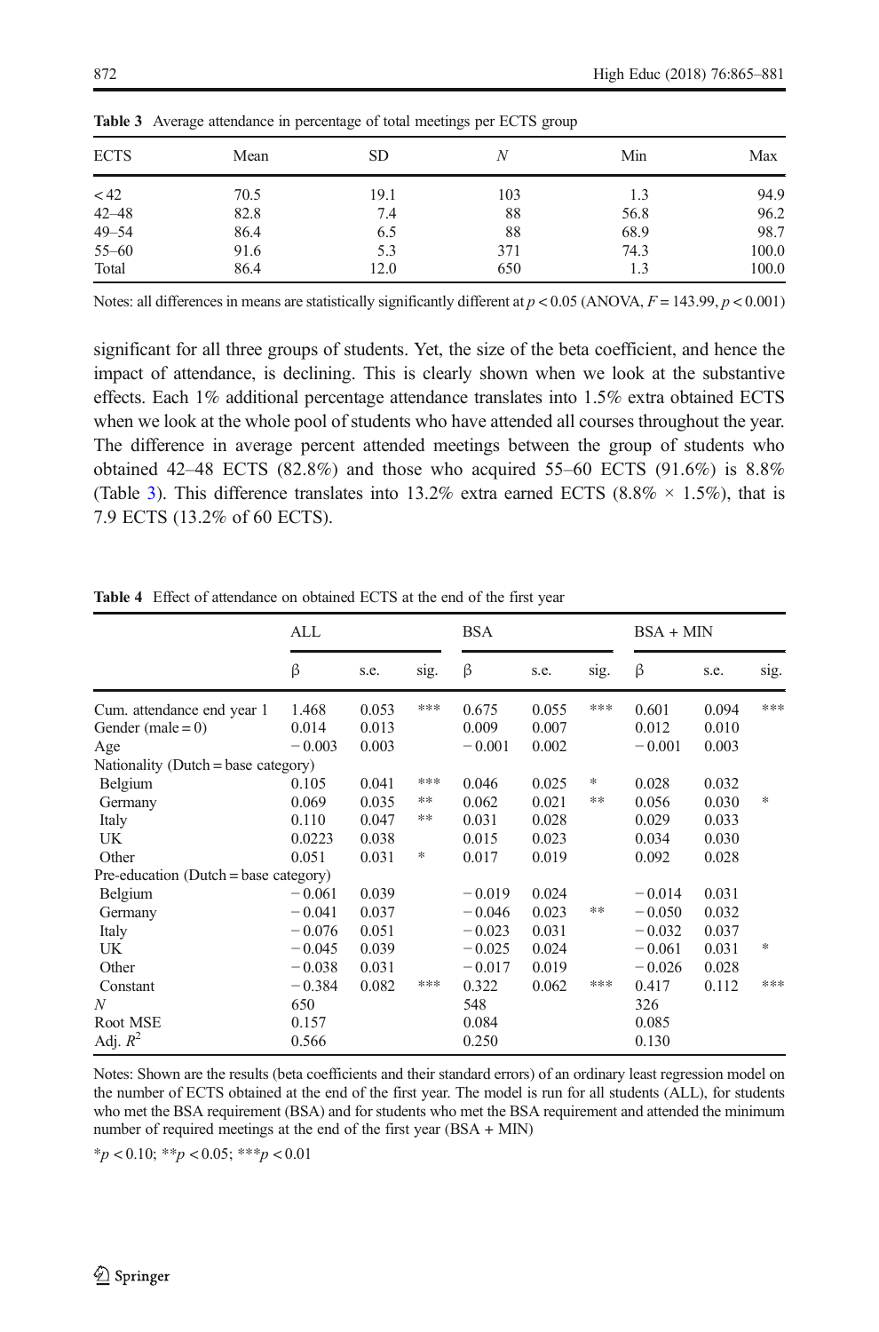**Table 3** Average attendance in percentage of total meetings per ECTS group

| ECTS | Mean | SD | $N$ | Min | Max |
|---|---|---|---|---|---|
| < 42 | 70.5 | 19.1 | 103 | 1.3 | 94.9 |
| 42–48 | 82.8 | 7.4 | 88 | 56.8 | 96.2 |
| 49–54 | 86.4 | 6.5 | 88 | 68.9 | 98.7 |
| 55–60 | 91.6 | 5.3 | 371 | 74.3 | 100.0 |
| Total | 86.4 | 12.0 | 650 | 1.3 | 100.0 |

Notes: all differences in means are statistically significantly different at $p < 0.05$ (ANOVA, $F = 143.99$, $p < 0.001$)

significant for all three groups of students. Yet, the size of the beta coefficient, and hence the impact of attendance, is declining. This is clearly shown when we look at the substantive effects. Each 1% additional percentage attendance translates into 1.5% extra obtained ECTS when we look at the whole pool of students who have attended all courses throughout the year. The difference in average percent attended meetings between the group of students who obtained 42–48 ECTS (82.8%) and those who acquired 55–60 ECTS (91.6%) is 8.8% (Table 3). This difference translates into 13.2% extra earned ECTS (8.8% × 1.5%), that is 7.9 ECTS (13.2% of 60 ECTS).

**Table 4** Effect of attendance on obtained ECTS at the end of the first year

| | ALL | | | BSA | | | BSA + MIN | | |
|---|---|---|---|---|---|---|---|---|---|
| | β | s.e. | sig. | β | s.e. | sig. | β | s.e. | sig. |
| Cum. attendance end year 1 | 1.468 | 0.053 | *** | 0.675 | 0.055 | *** | 0.601 | 0.094 | *** |
| Gender (male = 0) | 0.014 | 0.013 | | 0.009 | 0.007 | | 0.012 | 0.010 | |
| Age | − 0.003 | 0.003 | | − 0.001 | 0.002 | | − 0.001 | 0.003 | |
| Nationality (Dutch = base category) | | | | | | | | | |
| Belgium | 0.105 | 0.041 | *** | 0.046 | 0.025 | * | 0.028 | 0.032 | |
| Germany | 0.069 | 0.035 | ** | 0.062 | 0.021 | ** | 0.056 | 0.030 | * |
| Italy | 0.110 | 0.047 | ** | 0.031 | 0.028 | | 0.029 | 0.033 | |
| UK | 0.0223 | 0.038 | | 0.015 | 0.023 | | 0.034 | 0.030 | |
| Other | 0.051 | 0.031 | * | 0.017 | 0.019 | | 0.092 | 0.028 | |
| Pre-education (Dutch = base category) | | | | | | | | | |
| Belgium | − 0.061 | 0.039 | | − 0.019 | 0.024 | | − 0.014 | 0.031 | |
| Germany | − 0.041 | 0.037 | | − 0.046 | 0.023 | ** | − 0.050 | 0.032 | |
| Italy | − 0.076 | 0.051 | | − 0.023 | 0.031 | | − 0.032 | 0.037 | |
| UK | − 0.045 | 0.039 | | − 0.025 | 0.024 | | − 0.061 | 0.031 | * |
| Other | − 0.038 | 0.031 | | − 0.017 | 0.019 | | − 0.026 | 0.028 | |
| Constant | − 0.384 | 0.082 | *** | 0.322 | 0.062 | *** | 0.417 | 0.112 | *** |
| $N$ | 650 | | | 548 | | | 326 | | |
| Root MSE | 0.157 | | | 0.084 | | | 0.085 | | |
| Adj. $R^2$ | 0.566 | | | 0.250 | | | 0.130 | | |

Notes: Shown are the results (beta coefficients and their standard errors) of an ordinary least regression model on the number of ECTS obtained at the end of the first year. The model is run for all students (ALL), for students who met the BSA requirement (BSA) and for students who met the BSA requirement and attended the minimum number of required meetings at the end of the first year (BSA + MIN)

*$p < 0.10$; **$p < 0.05$; ***$p < 0.01$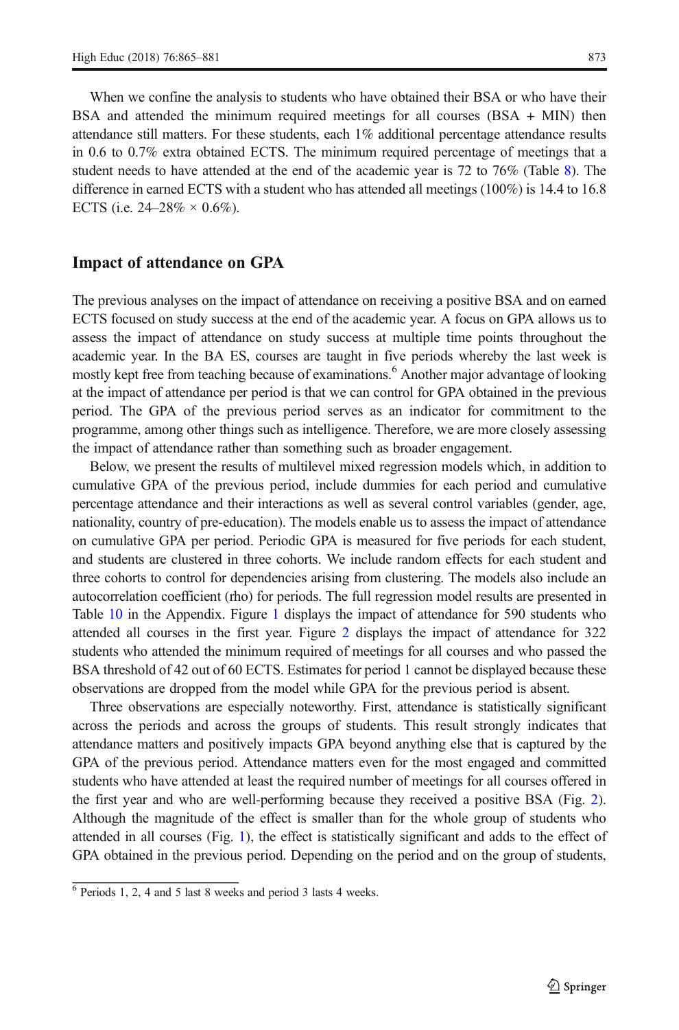When we confine the analysis to students who have obtained their BSA or who have their BSA and attended the minimum required meetings for all courses (BSA + MIN) then attendance still matters. For these students, each 1% additional percentage attendance results in 0.6 to 0.7% extra obtained ECTS. The minimum required percentage of meetings that a student needs to have attended at the end of the academic year is 72 to 76% (Table 8). The difference in earned ECTS with a student who has attended all meetings (100%) is 14.4 to 16.8 ECTS (i.e. 24–28% × 0.6%).

## Impact of attendance on GPA

The previous analyses on the impact of attendance on receiving a positive BSA and on earned ECTS focused on study success at the end of the academic year. A focus on GPA allows us to assess the impact of attendance on study success at multiple time points throughout the academic year. In the BA ES, courses are taught in five periods whereby the last week is mostly kept free from teaching because of examinations.[6] Another major advantage of looking at the impact of attendance per period is that we can control for GPA obtained in the previous period. The GPA of the previous period serves as an indicator for commitment to the programme, among other things such as intelligence. Therefore, we are more closely assessing the impact of attendance rather than something such as broader engagement.

Below, we present the results of multilevel mixed regression models which, in addition to cumulative GPA of the previous period, include dummies for each period and cumulative percentage attendance and their interactions as well as several control variables (gender, age, nationality, country of pre-education). The models enable us to assess the impact of attendance on cumulative GPA per period. Periodic GPA is measured for five periods for each student, and students are clustered in three cohorts. We include random effects for each student and three cohorts to control for dependencies arising from clustering. The models also include an autocorrelation coefficient (rho) for periods. The full regression model results are presented in Table 10 in the Appendix. Figure 1 displays the impact of attendance for 590 students who attended all courses in the first year. Figure 2 displays the impact of attendance for 322 students who attended the minimum required of meetings for all courses and who passed the BSA threshold of 42 out of 60 ECTS. Estimates for period 1 cannot be displayed because these observations are dropped from the model while GPA for the previous period is absent.

Three observations are especially noteworthy. First, attendance is statistically significant across the periods and across the groups of students. This result strongly indicates that attendance matters and positively impacts GPA beyond anything else that is captured by the GPA of the previous period. Attendance matters even for the most engaged and committed students who have attended at least the required number of meetings for all courses offered in the first year and who are well-performing because they received a positive BSA (Fig. 2). Although the magnitude of the effect is smaller than for the whole group of students who attended in all courses (Fig. 1), the effect is statistically significant and adds to the effect of GPA obtained in the previous period. Depending on the period and on the group of students,

[6] Periods 1, 2, 4 and 5 last 8 weeks and period 3 lasts 4 weeks.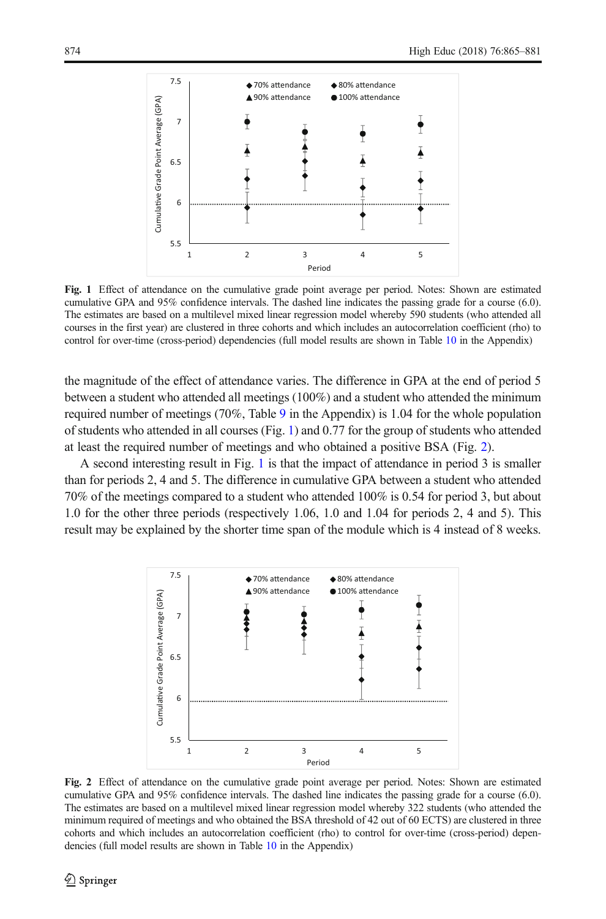Fig. 1 Effect of attendance on the cumulative grade point average per period. Notes: Shown are estimated cumulative GPA and 95% confidence intervals. The dashed line indicates the passing grade for a course (6.0). The estimates are based on a multilevel mixed linear regression model whereby 590 students (who attended all courses in the first year) are clustered in three cohorts and which includes an autocorrelation coefficient (rho) to control for over-time (cross-period) dependencies (full model results are shown in Table 10 in the Appendix)

the magnitude of the effect of attendance varies. The difference in GPA at the end of period 5 between a student who attended all meetings (100%) and a student who attended the minimum required number of meetings (70%, Table 9 in the Appendix) is 1.04 for the whole population of students who attended in all courses (Fig. 1) and 0.77 for the group of students who attended at least the required number of meetings and who obtained a positive BSA (Fig. 2).

A second interesting result in Fig. 1 is that the impact of attendance in period 3 is smaller than for periods 2, 4 and 5. The difference in cumulative GPA between a student who attended 70% of the meetings compared to a student who attended 100% is 0.54 for period 3, but about 1.0 for the other three periods (respectively 1.06, 1.0 and 1.04 for periods 2, 4 and 5). This result may be explained by the shorter time span of the module which is 4 instead of 8 weeks.

Fig. 2 Effect of attendance on the cumulative grade point average per period. Notes: Shown are estimated cumulative GPA and 95% confidence intervals. The dashed line indicates the passing grade for a course (6.0). The estimates are based on a multilevel mixed linear regression model whereby 322 students (who attended the minimum required of meetings and who obtained the BSA threshold of 42 out of 60 ECTS) are clustered in three cohorts and which includes an autocorrelation coefficient (rho) to control for over-time (cross-period) dependencies (full model results are shown in Table 10 in the Appendix)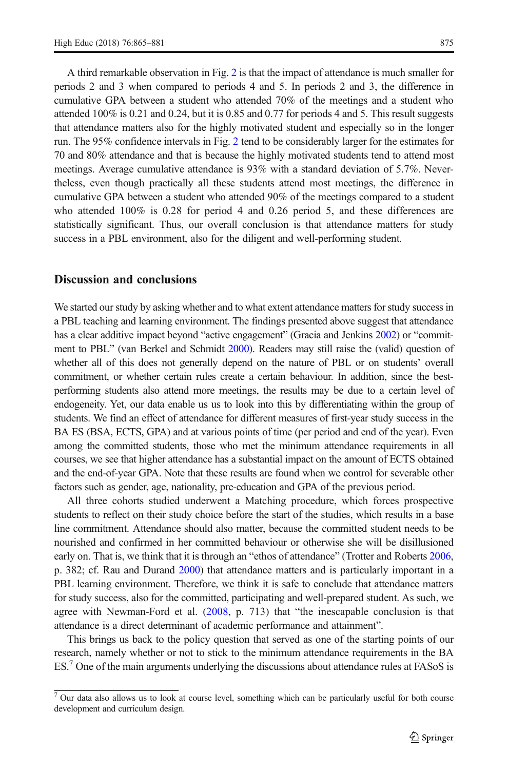A third remarkable observation in Fig. 2 is that the impact of attendance is much smaller for periods 2 and 3 when compared to periods 4 and 5. In periods 2 and 3, the difference in cumulative GPA between a student who attended 70% of the meetings and a student who attended 100% is 0.21 and 0.24, but it is 0.85 and 0.77 for periods 4 and 5. This result suggests that attendance matters also for the highly motivated student and especially so in the longer run. The 95% confidence intervals in Fig. 2 tend to be considerably larger for the estimates for 70 and 80% attendance and that is because the highly motivated students tend to attend most meetings. Average cumulative attendance is 93% with a standard deviation of 5.7%. Nevertheless, even though practically all these students attend most meetings, the difference in cumulative GPA between a student who attended 90% of the meetings compared to a student who attended 100% is 0.28 for period 4 and 0.26 period 5, and these differences are statistically significant. Thus, our overall conclusion is that attendance matters for study success in a PBL environment, also for the diligent and well-performing student.

## Discussion and conclusions

We started our study by asking whether and to what extent attendance matters for study success in a PBL teaching and learning environment. The findings presented above suggest that attendance has a clear additive impact beyond "active engagement" (Gracia and Jenkins 2002) or "commitment to PBL" (van Berkel and Schmidt 2000). Readers may still raise the (valid) question of whether all of this does not generally depend on the nature of PBL or on students' overall commitment, or whether certain rules create a certain behaviour. In addition, since the best-performing students also attend more meetings, the results may be due to a certain level of endogeneity. Yet, our data enable us us to look into this by differentiating within the group of students. We find an effect of attendance for different measures of first-year study success in the BA ES (BSA, ECTS, GPA) and at various points of time (per period and end of the year). Even among the committed students, those who met the minimum attendance requirements in all courses, we see that higher attendance has a substantial impact on the amount of ECTS obtained and the end-of-year GPA. Note that these results are found when we control for severable other factors such as gender, age, nationality, pre-education and GPA of the previous period.

All three cohorts studied underwent a Matching procedure, which forces prospective students to reflect on their study choice before the start of the studies, which results in a base line commitment. Attendance should also matter, because the committed student needs to be nourished and confirmed in her committed behaviour or otherwise she will be disillusioned early on. That is, we think that it is through an "ethos of attendance" (Trotter and Roberts 2006, p. 382; cf. Rau and Durand 2000) that attendance matters and is particularly important in a PBL learning environment. Therefore, we think it is safe to conclude that attendance matters for study success, also for the committed, participating and well-prepared student. As such, we agree with Newman-Ford et al. (2008, p. 713) that "the inescapable conclusion is that attendance is a direct determinant of academic performance and attainment".

This brings us back to the policy question that served as one of the starting points of our research, namely whether or not to stick to the minimum attendance requirements in the BA ES.[7] One of the main arguments underlying the discussions about attendance rules at FASoS is

[7] Our data also allows us to look at course level, something which can be particularly useful for both course development and curriculum design.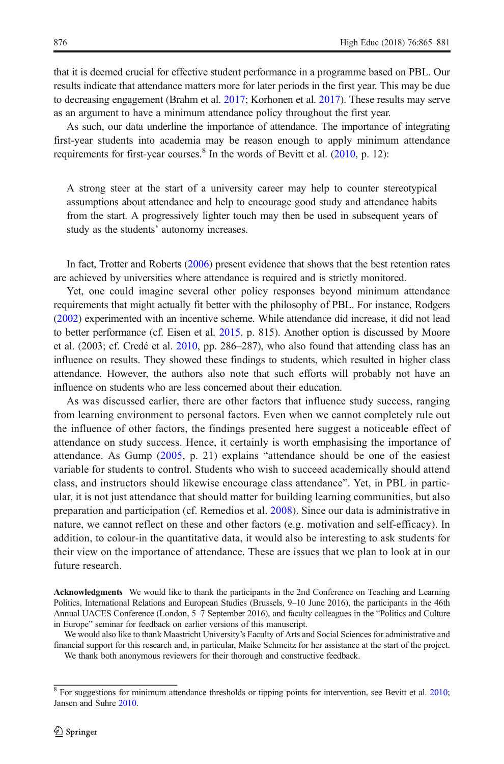that it is deemed crucial for effective student performance in a programme based on PBL. Our results indicate that attendance matters more for later periods in the first year. This may be due to decreasing engagement (Brahm et al. 2017; Korhonen et al. 2017). These results may serve as an argument to have a minimum attendance policy throughout the first year.

As such, our data underline the importance of attendance. The importance of integrating first-year students into academia may be reason enough to apply minimum attendance requirements for first-year courses.[8] In the words of Bevitt et al. (2010, p. 12):

> A strong steer at the start of a university career may help to counter stereotypical assumptions about attendance and help to encourage good study and attendance habits from the start. A progressively lighter touch may then be used in subsequent years of study as the students' autonomy increases.

In fact, Trotter and Roberts (2006) present evidence that shows that the best retention rates are achieved by universities where attendance is required and is strictly monitored.

Yet, one could imagine several other policy responses beyond minimum attendance requirements that might actually fit better with the philosophy of PBL. For instance, Rodgers (2002) experimented with an incentive scheme. While attendance did increase, it did not lead to better performance (cf. Eisen et al. 2015, p. 815). Another option is discussed by Moore et al. (2003; cf. Credé et al. 2010, pp. 286–287), who also found that attending class has an influence on results. They showed these findings to students, which resulted in higher class attendance. However, the authors also note that such efforts will probably not have an influence on students who are less concerned about their education.

As was discussed earlier, there are other factors that influence study success, ranging from learning environment to personal factors. Even when we cannot completely rule out the influence of other factors, the findings presented here suggest a noticeable effect of attendance on study success. Hence, it certainly is worth emphasising the importance of attendance. As Gump (2005, p. 21) explains "attendance should be one of the easiest variable for students to control. Students who wish to succeed academically should attend class, and instructors should likewise encourage class attendance". Yet, in PBL in particular, it is not just attendance that should matter for building learning communities, but also preparation and participation (cf. Remedios et al. 2008). Since our data is administrative in nature, we cannot reflect on these and other factors (e.g. motivation and self-efficacy). In addition, to colour-in the quantitative data, it would also be interesting to ask students for their view on the importance of attendance. These are issues that we plan to look at in our future research.

**Acknowledgments** We would like to thank the participants in the 2nd Conference on Teaching and Learning Politics, International Relations and European Studies (Brussels, 9–10 June 2016), the participants in the 46th Annual UACES Conference (London, 5–7 September 2016), and faculty colleagues in the "Politics and Culture in Europe" seminar for feedback on earlier versions of this manuscript.

We would also like to thank Maastricht University's Faculty of Arts and Social Sciences for administrative and financial support for this research and, in particular, Maike Schmeitz for her assistance at the start of the project.

We thank both anonymous reviewers for their thorough and constructive feedback.

[8] For suggestions for minimum attendance thresholds or tipping points for intervention, see Bevitt et al. 2010; Jansen and Suhre 2010.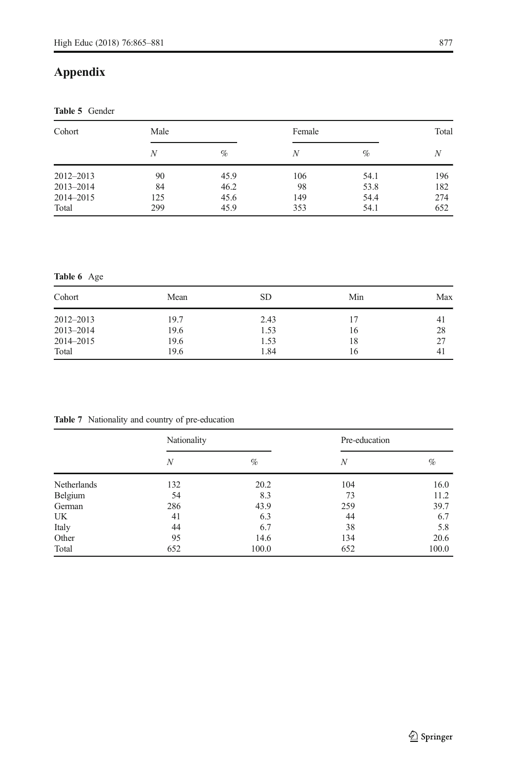## Appendix

**Table 5** Gender

| Cohort | Male | | Female | | Total |
|---|---|---|---|---|---|
| | *N* | % | *N* | % | *N* |
| 2012–2013 | 90 | 45.9 | 106 | 54.1 | 196 |
| 2013–2014 | 84 | 46.2 | 98 | 53.8 | 182 |
| 2014–2015 | 125 | 45.6 | 149 | 54.4 | 274 |
| Total | 299 | 45.9 | 353 | 54.1 | 652 |

**Table 6** Age

| Cohort | Mean | SD | Min | Max |
|---|---|---|---|---|
| 2012–2013 | 19.7 | 2.43 | 17 | 41 |
| 2013–2014 | 19.6 | 1.53 | 16 | 28 |
| 2014–2015 | 19.6 | 1.53 | 18 | 27 |
| Total | 19.6 | 1.84 | 16 | 41 |

**Table 7** Nationality and country of pre-education

| | Nationality | | Pre-education | |
|---|---|---|---|---|
| | *N* | % | *N* | % |
| Netherlands | 132 | 20.2 | 104 | 16.0 |
| Belgium | 54 | 8.3 | 73 | 11.2 |
| German | 286 | 43.9 | 259 | 39.7 |
| UK | 41 | 6.3 | 44 | 6.7 |
| Italy | 44 | 6.7 | 38 | 5.8 |
| Other | 95 | 14.6 | 134 | 20.6 |
| Total | 652 | 100.0 | 652 | 100.0 |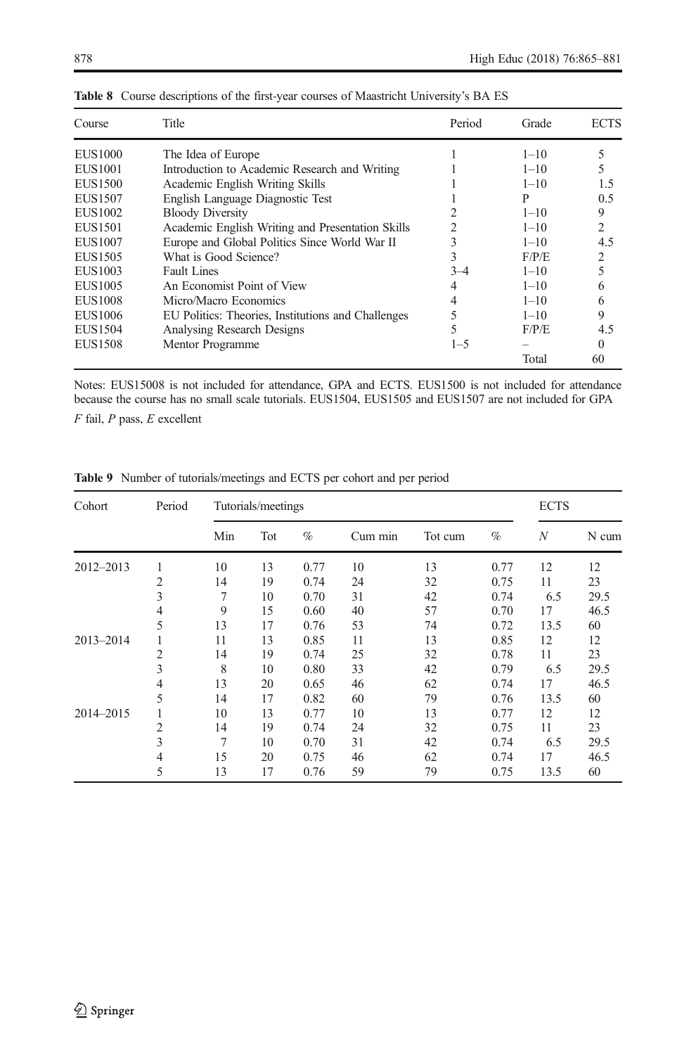**Table 8** Course descriptions of the first-year courses of Maastricht University's BA ES

| Course | Title | Period | Grade | ECTS |
|---|---|---|---|---|
| EUS1000 | The Idea of Europe | 1 | 1–10 | 5 |
| EUS1001 | Introduction to Academic Research and Writing | 1 | 1–10 | 5 |
| EUS1500 | Academic English Writing Skills | 1 | 1–10 | 1.5 |
| EUS1507 | English Language Diagnostic Test | 1 | P | 0.5 |
| EUS1002 | Bloody Diversity | 2 | 1–10 | 9 |
| EUS1501 | Academic English Writing and Presentation Skills | 2 | 1–10 | 2 |
| EUS1007 | Europe and Global Politics Since World War II | 3 | 1–10 | 4.5 |
| EUS1505 | What is Good Science? | 3 | F/P/E | 2 |
| EUS1003 | Fault Lines | 3–4 | 1–10 | 5 |
| EUS1005 | An Economist Point of View | 4 | 1–10 | 6 |
| EUS1008 | Micro/Macro Economics | 4 | 1–10 | 6 |
| EUS1006 | EU Politics: Theories, Institutions and Challenges | 5 | 1–10 | 9 |
| EUS1504 | Analysing Research Designs | 5 | F/P/E | 4.5 |
| EUS1508 | Mentor Programme | 1–5 | – | 0 |
| | | | Total | 60 |

Notes: EUS15008 is not included for attendance, GPA and ECTS. EUS1500 is not included for attendance because the course has no small scale tutorials. EUS1504, EUS1505 and EUS1507 are not included for GPA

*F* fail, *P* pass, *E* excellent

**Table 9** Number of tutorials/meetings and ECTS per cohort and per period

| Cohort | Period | Tutorials/meetings | | | | | | ECTS | |
|---|---|---|---|---|---|---|---|---|---|
| | | Min | Tot | % | Cum min | Tot cum | % | *N* | N cum |
| 2012–2013 | 1 | 10 | 13 | 0.77 | 10 | 13 | 0.77 | 12 | 12 |
| | 2 | 14 | 19 | 0.74 | 24 | 32 | 0.75 | 11 | 23 |
| | 3 | 7 | 10 | 0.70 | 31 | 42 | 0.74 | 6.5 | 29.5 |
| | 4 | 9 | 15 | 0.60 | 40 | 57 | 0.70 | 17 | 46.5 |
| | 5 | 13 | 17 | 0.76 | 53 | 74 | 0.72 | 13.5 | 60 |
| 2013–2014 | 1 | 11 | 13 | 0.85 | 11 | 13 | 0.85 | 12 | 12 |
| | 2 | 14 | 19 | 0.74 | 25 | 32 | 0.78 | 11 | 23 |
| | 3 | 8 | 10 | 0.80 | 33 | 42 | 0.79 | 6.5 | 29.5 |
| | 4 | 13 | 20 | 0.65 | 46 | 62 | 0.74 | 17 | 46.5 |
| | 5 | 14 | 17 | 0.82 | 60 | 79 | 0.76 | 13.5 | 60 |
| 2014–2015 | 1 | 10 | 13 | 0.77 | 10 | 13 | 0.77 | 12 | 12 |
| | 2 | 14 | 19 | 0.74 | 24 | 32 | 0.75 | 11 | 23 |
| | 3 | 7 | 10 | 0.70 | 31 | 42 | 0.74 | 6.5 | 29.5 |
| | 4 | 15 | 20 | 0.75 | 46 | 62 | 0.74 | 17 | 46.5 |
| | 5 | 13 | 17 | 0.76 | 59 | 79 | 0.75 | 13.5 | 60 |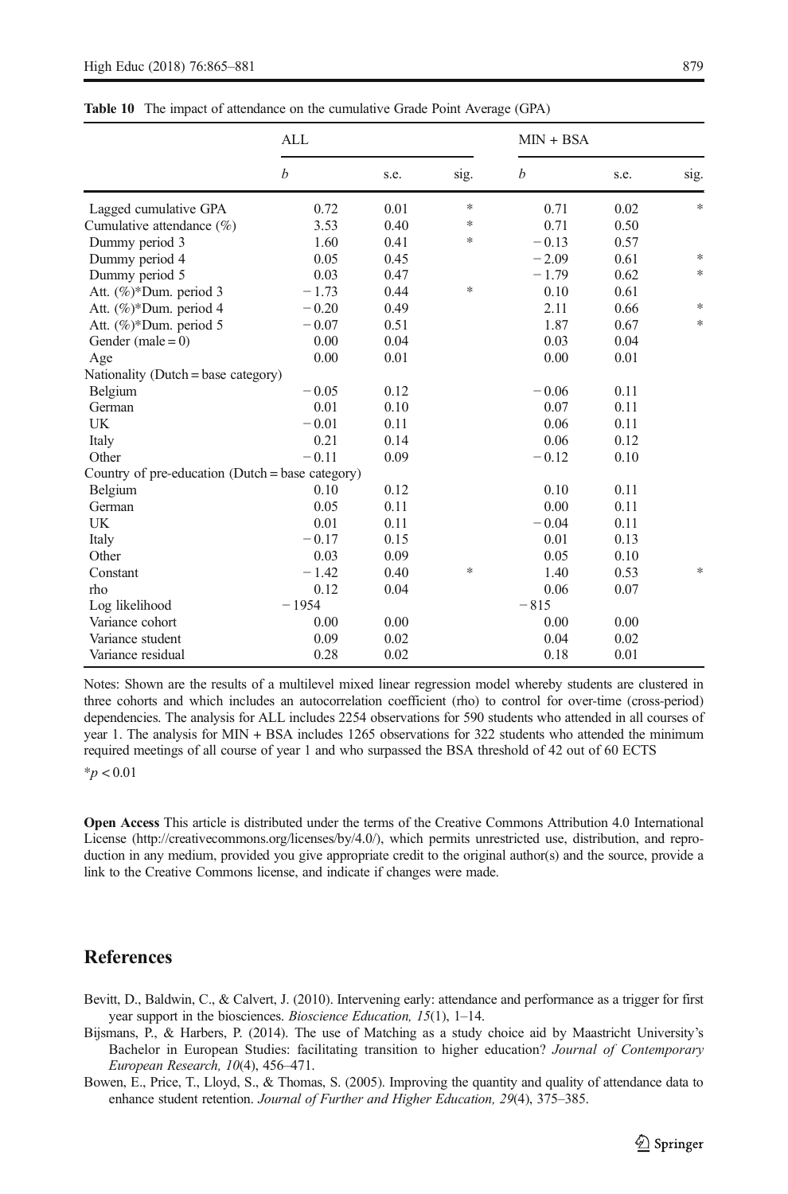**Table 10** The impact of attendance on the cumulative Grade Point Average (GPA)

| | ALL | | | MIN + BSA | | |
|---|---|---|---|---|---|---|
| | *b* | s.e. | sig. | *b* | s.e. | sig. |
| Lagged cumulative GPA | 0.72 | 0.01 | * | 0.71 | 0.02 | * |
| Cumulative attendance (%) | 3.53 | 0.40 | * | 0.71 | 0.50 | |
| Dummy period 3 | 1.60 | 0.41 | * | − 0.13 | 0.57 | |
| Dummy period 4 | 0.05 | 0.45 | | − 2.09 | 0.61 | * |
| Dummy period 5 | 0.03 | 0.47 | | − 1.79 | 0.62 | * |
| Att. (%)*Dum. period 3 | − 1.73 | 0.44 | * | 0.10 | 0.61 | |
| Att. (%)*Dum. period 4 | − 0.20 | 0.49 | | 2.11 | 0.66 | * |
| Att. (%)*Dum. period 5 | − 0.07 | 0.51 | | 1.87 | 0.67 | * |
| Gender (male = 0) | 0.00 | 0.04 | | 0.03 | 0.04 | |
| Age | 0.00 | 0.01 | | 0.00 | 0.01 | |
| Nationality (Dutch = base category) | | | | | | |
| Belgium | − 0.05 | 0.12 | | − 0.06 | 0.11 | |
| German | 0.01 | 0.10 | | 0.07 | 0.11 | |
| UK | − 0.01 | 0.11 | | 0.06 | 0.11 | |
| Italy | 0.21 | 0.14 | | 0.06 | 0.12 | |
| Other | − 0.11 | 0.09 | | − 0.12 | 0.10 | |
| Country of pre-education (Dutch = base category) | | | | | | |
| Belgium | 0.10 | 0.12 | | 0.10 | 0.11 | |
| German | 0.05 | 0.11 | | 0.00 | 0.11 | |
| UK | 0.01 | 0.11 | | − 0.04 | 0.11 | |
| Italy | − 0.17 | 0.15 | | 0.01 | 0.13 | |
| Other | 0.03 | 0.09 | | 0.05 | 0.10 | |
| Constant | − 1.42 | 0.40 | * | 1.40 | 0.53 | * |
| rho | 0.12 | 0.04 | | 0.06 | 0.07 | |
| Log likelihood | − 1954 | | | − 815 | | |
| Variance cohort | 0.00 | 0.00 | | 0.00 | 0.00 | |
| Variance student | 0.09 | 0.02 | | 0.04 | 0.02 | |
| Variance residual | 0.28 | 0.02 | | 0.18 | 0.01 | |

Notes: Shown are the results of a multilevel mixed linear regression model whereby students are clustered in three cohorts and which includes an autocorrelation coefficient (rho) to control for over-time (cross-period) dependencies. The analysis for ALL includes 2254 observations for 590 students who attended in all courses of year 1. The analysis for MIN + BSA includes 1265 observations for 322 students who attended the minimum required meetings of all course of year 1 and who surpassed the BSA threshold of 42 out of 60 ECTS

*$p < 0.01$

**Open Access** This article is distributed under the terms of the Creative Commons Attribution 4.0 International License (http://creativecommons.org/licenses/by/4.0/), which permits unrestricted use, distribution, and reproduction in any medium, provided you give appropriate credit to the original author(s) and the source, provide a link to the Creative Commons license, and indicate if changes were made.

## References

Bevitt, D., Baldwin, C., & Calvert, J. (2010). Intervening early: attendance and performance as a trigger for first year support in the biosciences. *Bioscience Education, 15*(1), 1–14.

Bijsmans, P., & Harbers, P. (2014). The use of Matching as a study choice aid by Maastricht University's Bachelor in European Studies: facilitating transition to higher education? *Journal of Contemporary European Research, 10*(4), 456–471.

Bowen, E., Price, T., Lloyd, S., & Thomas, S. (2005). Improving the quantity and quality of attendance data to enhance student retention. *Journal of Further and Higher Education, 29*(4), 375–385.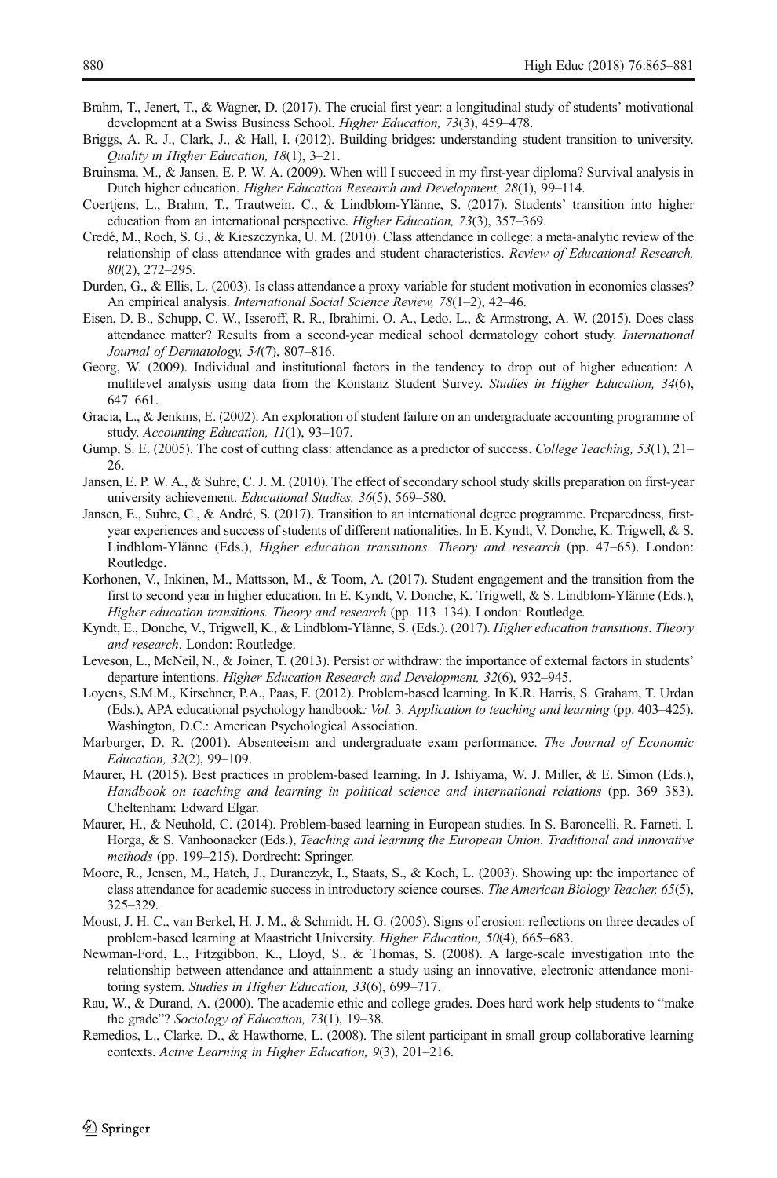Brahm, T., Jenert, T., & Wagner, D. (2017). The crucial first year: a longitudinal study of students' motivational development at a Swiss Business School. *Higher Education, 73*(3), 459–478.

Briggs, A. R. J., Clark, J., & Hall, I. (2012). Building bridges: understanding student transition to university. *Quality in Higher Education, 18*(1), 3–21.

Bruinsma, M., & Jansen, E. P. W. A. (2009). When will I succeed in my first-year diploma? Survival analysis in Dutch higher education. *Higher Education Research and Development, 28*(1), 99–114.

Coertjens, L., Brahm, T., Trautwein, C., & Lindblom-Ylänne, S. (2017). Students' transition into higher education from an international perspective. *Higher Education, 73*(3), 357–369.

Credé, M., Roch, S. G., & Kieszczynka, U. M. (2010). Class attendance in college: a meta-analytic review of the relationship of class attendance with grades and student characteristics. *Review of Educational Research, 80*(2), 272–295.

Durden, G., & Ellis, L. (2003). Is class attendance a proxy variable for student motivation in economics classes? An empirical analysis. *International Social Science Review, 78*(1–2), 42–46.

Eisen, D. B., Schupp, C. W., Isseroff, R. R., Ibrahimi, O. A., Ledo, L., & Armstrong, A. W. (2015). Does class attendance matter? Results from a second-year medical school dermatology cohort study. *International Journal of Dermatology, 54*(7), 807–816.

Georg, W. (2009). Individual and institutional factors in the tendency to drop out of higher education: A multilevel analysis using data from the Konstanz Student Survey. *Studies in Higher Education, 34*(6), 647–661.

Gracia, L., & Jenkins, E. (2002). An exploration of student failure on an undergraduate accounting programme of study. *Accounting Education, 11*(1), 93–107.

Gump, S. E. (2005). The cost of cutting class: attendance as a predictor of success. *College Teaching, 53*(1), 21–26.

Jansen, E. P. W. A., & Suhre, C. J. M. (2010). The effect of secondary school study skills preparation on first-year university achievement. *Educational Studies, 36*(5), 569–580.

Jansen, E., Suhre, C., & André, S. (2017). Transition to an international degree programme. Preparedness, first-year experiences and success of students of different nationalities. In E. Kyndt, V. Donche, K. Trigwell, & S. Lindblom-Ylänne (Eds.), *Higher education transitions. Theory and research* (pp. 47–65). London: Routledge.

Korhonen, V., Inkinen, M., Mattsson, M., & Toom, A. (2017). Student engagement and the transition from the first to second year in higher education. In E. Kyndt, V. Donche, K. Trigwell, & S. Lindblom-Ylänne (Eds.), *Higher education transitions. Theory and research* (pp. 113–134). London: Routledge.

Kyndt, E., Donche, V., Trigwell, K., & Lindblom-Ylänne, S. (Eds.). (2017). *Higher education transitions. Theory and research*. London: Routledge.

Leveson, L., McNeil, N., & Joiner, T. (2013). Persist or withdraw: the importance of external factors in students' departure intentions. *Higher Education Research and Development, 32*(6), 932–945.

Loyens, S.M.M., Kirschner, P.A., Paas, F. (2012). Problem-based learning. In K.R. Harris, S. Graham, T. Urdan (Eds.), APA educational psychology handbook*: Vol. 3. Application to teaching and learning* (pp. 403–425). Washington, D.C.: American Psychological Association.

Marburger, D. R. (2001). Absenteeism and undergraduate exam performance. *The Journal of Economic Education, 32*(2), 99–109.

Maurer, H. (2015). Best practices in problem-based learning. In J. Ishiyama, W. J. Miller, & E. Simon (Eds.), *Handbook on teaching and learning in political science and international relations* (pp. 369–383). Cheltenham: Edward Elgar.

Maurer, H., & Neuhold, C. (2014). Problem-based learning in European studies. In S. Baroncelli, R. Farneti, I. Horga, & S. Vanhoonacker (Eds.), *Teaching and learning the European Union. Traditional and innovative methods* (pp. 199–215). Dordrecht: Springer.

Moore, R., Jensen, M., Hatch, J., Duranczyk, I., Staats, S., & Koch, L. (2003). Showing up: the importance of class attendance for academic success in introductory science courses. *The American Biology Teacher, 65*(5), 325–329.

Moust, J. H. C., van Berkel, H. J. M., & Schmidt, H. G. (2005). Signs of erosion: reflections on three decades of problem-based learning at Maastricht University. *Higher Education, 50*(4), 665–683.

Newman-Ford, L., Fitzgibbon, K., Lloyd, S., & Thomas, S. (2008). A large-scale investigation into the relationship between attendance and attainment: a study using an innovative, electronic attendance monitoring system. *Studies in Higher Education, 33*(6), 699–717.

Rau, W., & Durand, A. (2000). The academic ethic and college grades. Does hard work help students to "make the grade"? *Sociology of Education, 73*(1), 19–38.

Remedios, L., Clarke, D., & Hawthorne, L. (2008). The silent participant in small group collaborative learning contexts. *Active Learning in Higher Education, 9*(3), 201–216.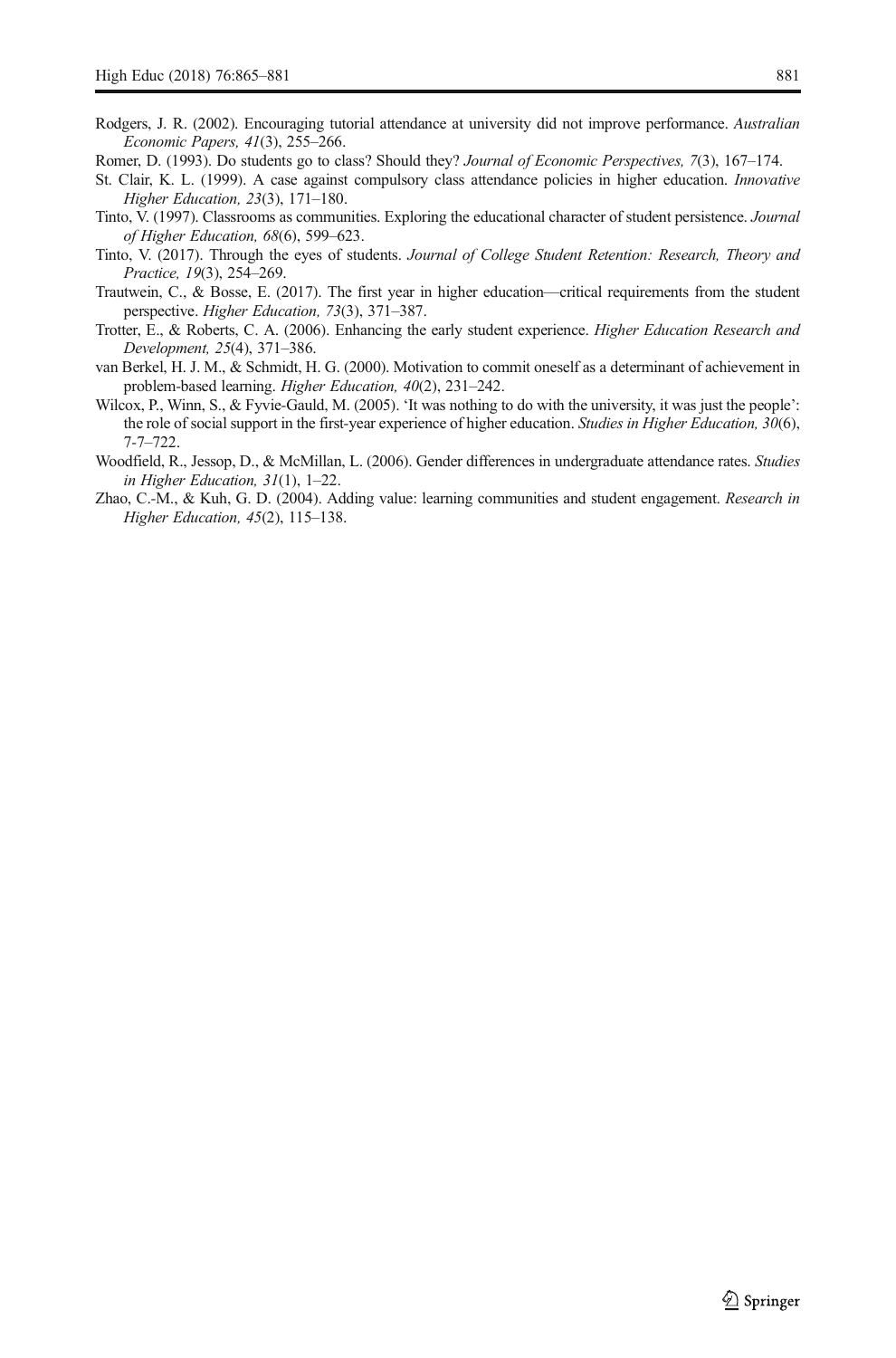Rodgers, J. R. (2002). Encouraging tutorial attendance at university did not improve performance. *Australian Economic Papers, 41*(3), 255–266.

Romer, D. (1993). Do students go to class? Should they? *Journal of Economic Perspectives, 7*(3), 167–174.

St. Clair, K. L. (1999). A case against compulsory class attendance policies in higher education. *Innovative Higher Education, 23*(3), 171–180.

Tinto, V. (1997). Classrooms as communities. Exploring the educational character of student persistence. *Journal of Higher Education, 68*(6), 599–623.

Tinto, V. (2017). Through the eyes of students. *Journal of College Student Retention: Research, Theory and Practice, 19*(3), 254–269.

Trautwein, C., & Bosse, E. (2017). The first year in higher education—critical requirements from the student perspective. *Higher Education, 73*(3), 371–387.

Trotter, E., & Roberts, C. A. (2006). Enhancing the early student experience. *Higher Education Research and Development, 25*(4), 371–386.

van Berkel, H. J. M., & Schmidt, H. G. (2000). Motivation to commit oneself as a determinant of achievement in problem-based learning. *Higher Education, 40*(2), 231–242.

Wilcox, P., Winn, S., & Fyvie-Gauld, M. (2005). 'It was nothing to do with the university, it was just the people': the role of social support in the first-year experience of higher education. *Studies in Higher Education, 30*(6), 7-7–722.

Woodfield, R., Jessop, D., & McMillan, L. (2006). Gender differences in undergraduate attendance rates. *Studies in Higher Education, 31*(1), 1–22.

Zhao, C.-M., & Kuh, G. D. (2004). Adding value: learning communities and student engagement. *Research in Higher Education, 45*(2), 115–138.